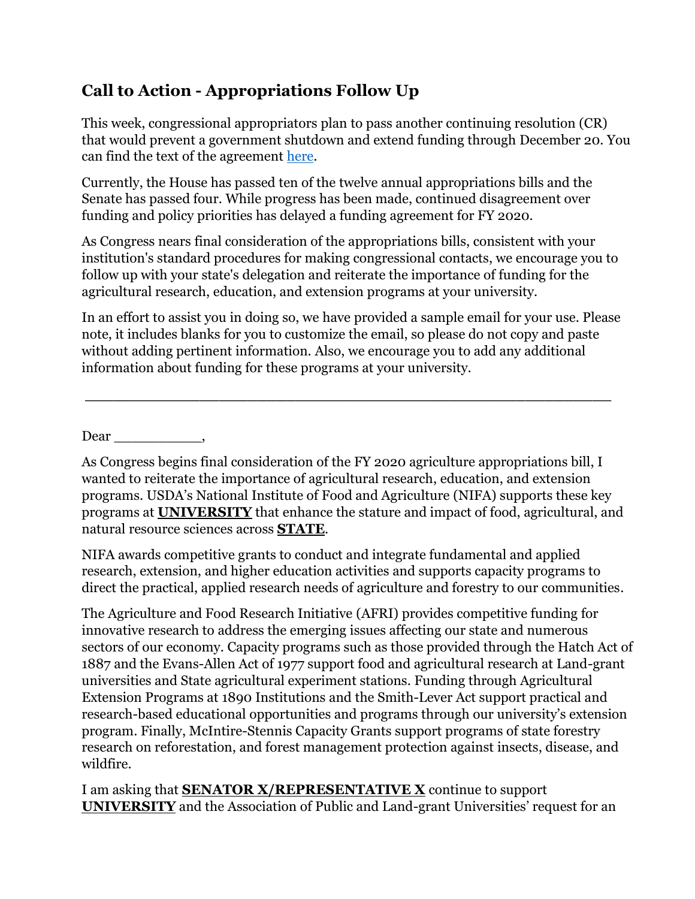## Call to Action - Appropriations Follow Up

This week, congressional appropriators plan to pass another continuing resolution (CR) that would prevent a government shutdown and extend funding through December 20. You can find the text of the agreement here.

Currently, the House has passed ten of the twelve annual appropriations bills and the Senate has passed four. While progress has been made, continued disagreement over funding and policy priorities has delayed a funding agreement for FY 2020.

As Congress nears final consideration of the appropriations bills, consistent with your institution's standard procedures for making congressional contacts, we encourage you to follow up with your state's delegation and reiterate the importance of funding for the agricultural research, education, and extension programs at your university.

In an effort to assist you in doing so, we have provided a sample email for your use. Please note, it includes blanks for you to customize the email, so please do not copy and paste without adding pertinent information. Also, we encourage you to add any additional information about funding for these programs at your university.

---

Dear ___________,

As Congress begins final consideration of the FY 2020 agriculture appropriations bill, I wanted to reiterate the importance of agricultural research, education, and extension programs. USDA's National Institute of Food and Agriculture (NIFA) supports these key programs at **UNIVERSITY** that enhance the stature and impact of food, agricultural, and natural resource sciences across **STATE**.

NIFA awards competitive grants to conduct and integrate fundamental and applied research, extension, and higher education activities and supports capacity programs to direct the practical, applied research needs of agriculture and forestry to our communities.

The Agriculture and Food Research Initiative (AFRI) provides competitive funding for innovative research to address the emerging issues affecting our state and numerous sectors of our economy. Capacity programs such as those provided through the Hatch Act of 1887 and the Evans-Allen Act of 1977 support food and agricultural research at Land-grant universities and State agricultural experiment stations. Funding through Agricultural Extension Programs at 1890 Institutions and the Smith-Lever Act support practical and research-based educational opportunities and programs through our university's extension program. Finally, McIntire-Stennis Capacity Grants support programs of state forestry research on reforestation, and forest management protection against insects, disease, and wildfire.

I am asking that **SENATOR X/REPRESENTATIVE X** continue to support **UNIVERSITY** and the Association of Public and Land-grant Universities' request for an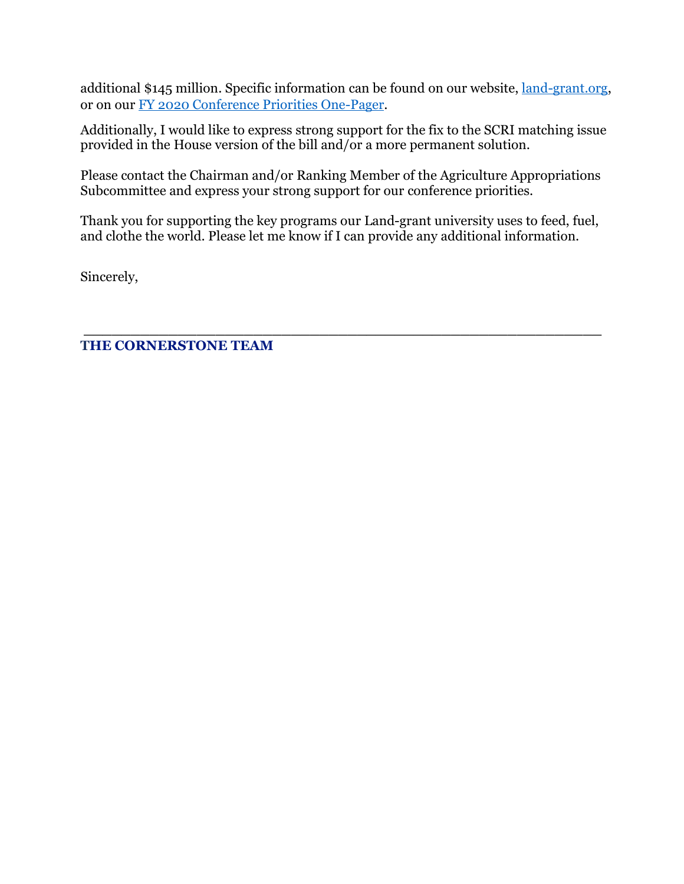additional $145 million. Specific information can be found on our website, [land-grant.org](land-grant.org), or on our [FY 2020 Conference Priorities One-Pager](FY 2020 Conference Priorities One-Pager).

Additionally, I would like to express strong support for the fix to the SCRI matching issue provided in the House version of the bill and/or a more permanent solution.

Please contact the Chairman and/or Ranking Member of the Agriculture Appropriations Subcommittee and express your strong support for our conference priorities.

Thank you for supporting the key programs our Land-grant university uses to feed, fuel, and clothe the world. Please let me know if I can provide any additional information.

Sincerely,

---

**THE CORNERSTONE TEAM**